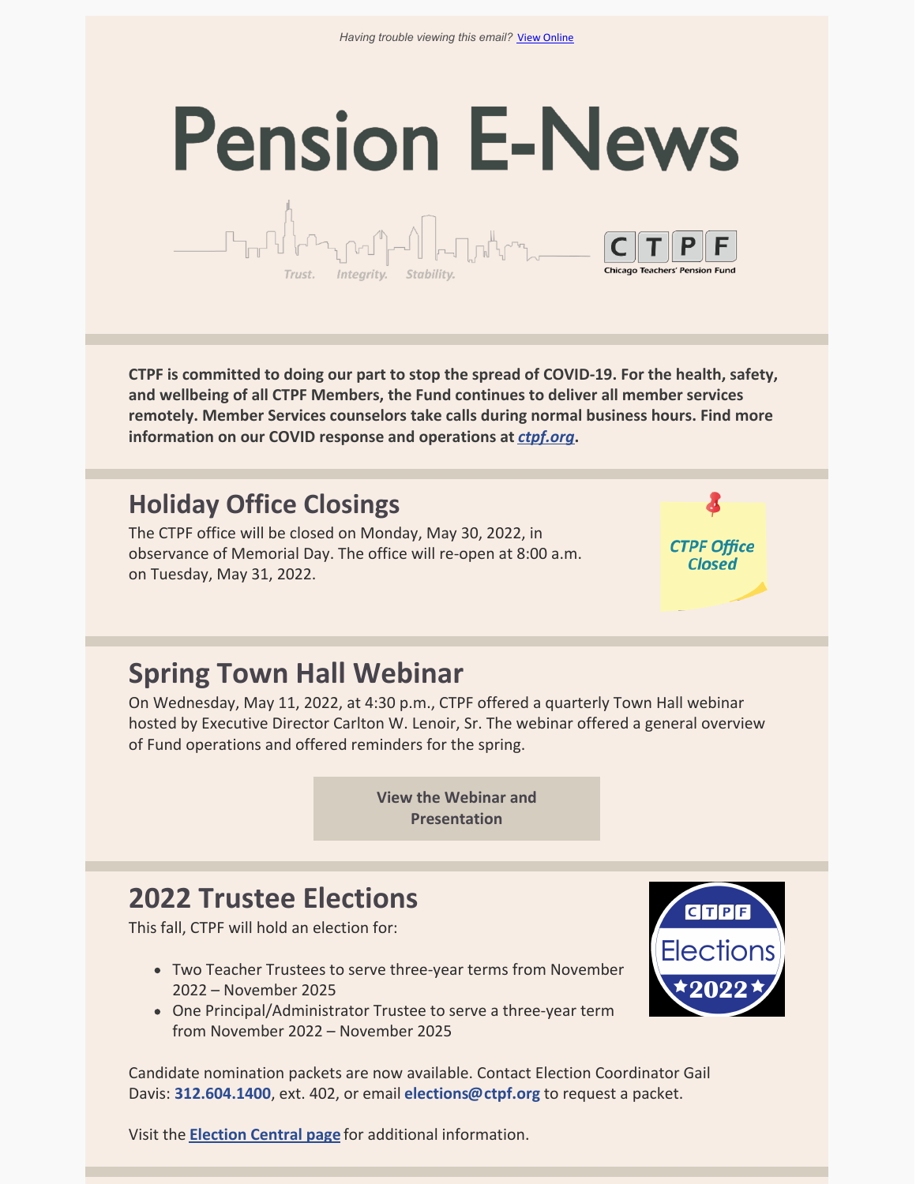Having trouble viewing this email? View Online

# Pension E-News

Trust. Integrity. Stability.

CTPF Chicago Teachers' Pension Fund

**CTPF is committed to doing our part to stop the spread of COVID-19. For the health, safety, and wellbeing of all CTPF Members, the Fund continues to deliver all member services remotely. Member Services counselors take calls during normal business hours. Find more information on our COVID response and operations at *ctpf.org*.**

## Holiday Office Closings

The CTPF office will be closed on Monday, May 30, 2022, in observance of Memorial Day. The office will re-open at 8:00 a.m. on Tuesday, May 31, 2022.

*CTPF Office Closed*

## Spring Town Hall Webinar

On Wednesday, May 11, 2022, at 4:30 p.m., CTPF offered a quarterly Town Hall webinar hosted by Executive Director Carlton W. Lenoir, Sr. The webinar offered a general overview of Fund operations and offered reminders for the spring.

**View the Webinar and Presentation**

## 2022 Trustee Elections

This fall, CTPF will hold an election for:

- Two Teacher Trustees to serve three-year terms from November 2022 – November 2025
- One Principal/Administrator Trustee to serve a three-year term from November 2022 – November 2025

CTPF Elections 2022

Candidate nomination packets are now available. Contact Election Coordinator Gail Davis: **312.604.1400**, ext. 402, or email **elections@ctpf.org** to request a packet.

Visit the **Election Central page** for additional information.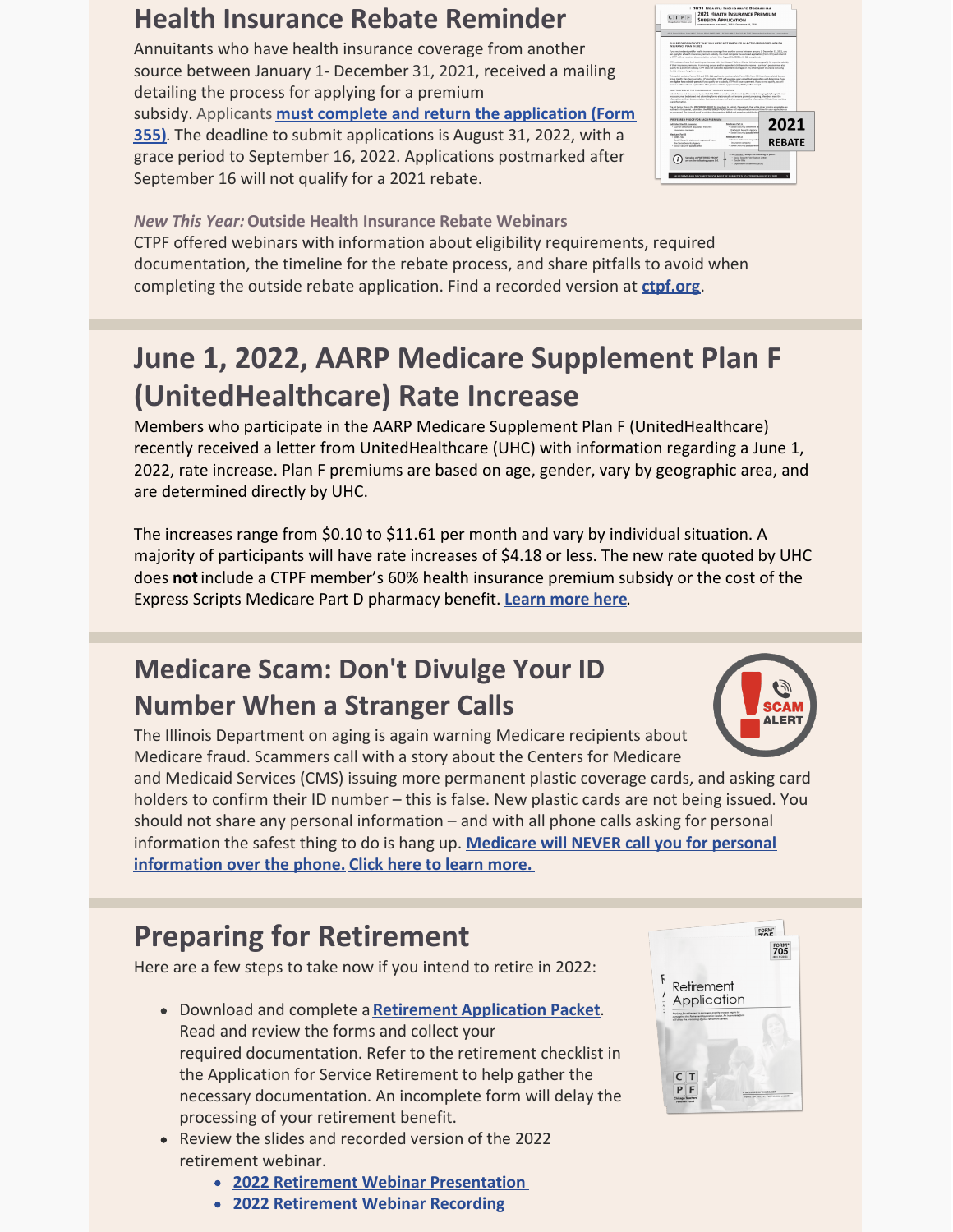## Health Insurance Rebate Reminder

Annuitants who have health insurance coverage from another source between January 1- December 31, 2021, received a mailing detailing the process for applying for a premium subsidy. Applicants **must complete and return the application (Form 355)**. The deadline to submit applications is August 31, 2022, with a grace period to September 16, 2022. Applications postmarked after September 16 will not qualify for a 2021 rebate.

***New This Year:*** **Outside Health Insurance Rebate Webinars**

CTPF offered webinars with information about eligibility requirements, required documentation, the timeline for the rebate process, and share pitfalls to avoid when completing the outside rebate application. Find a recorded version at **ctpf.org**.

## June 1, 2022, AARP Medicare Supplement Plan F (UnitedHealthcare) Rate Increase

Members who participate in the AARP Medicare Supplement Plan F (UnitedHealthcare) recently received a letter from UnitedHealthcare (UHC) with information regarding a June 1, 2022, rate increase. Plan F premiums are based on age, gender, vary by geographic area, and are determined directly by UHC.

The increases range from $0.10 to $11.61 per month and vary by individual situation. A majority of participants will have rate increases of $4.18 or less. The new rate quoted by UHC does **not** include a CTPF member's 60% health insurance premium subsidy or the cost of the Express Scripts Medicare Part D pharmacy benefit. **Learn more here**.

## Medicare Scam: Don't Divulge Your ID Number When a Stranger Calls

The Illinois Department on aging is again warning Medicare recipients about Medicare fraud. Scammers call with a story about the Centers for Medicare and Medicaid Services (CMS) issuing more permanent plastic coverage cards, and asking card holders to confirm their ID number – this is false. New plastic cards are not being issued. You should not share any personal information – and with all phone calls asking for personal information the safest thing to do is hang up. **Medicare will NEVER call you for personal information over the phone. Click here to learn more.**

## Preparing for Retirement

Here are a few steps to take now if you intend to retire in 2022:

- Download and complete a **Retirement Application Packet**. Read and review the forms and collect your required documentation. Refer to the retirement checklist in the Application for Service Retirement to help gather the necessary documentation. An incomplete form will delay the processing of your retirement benefit.
- Review the slides and recorded version of the 2022 retirement webinar.
    - **2022 Retirement Webinar Presentation**
    - **2022 Retirement Webinar Recording**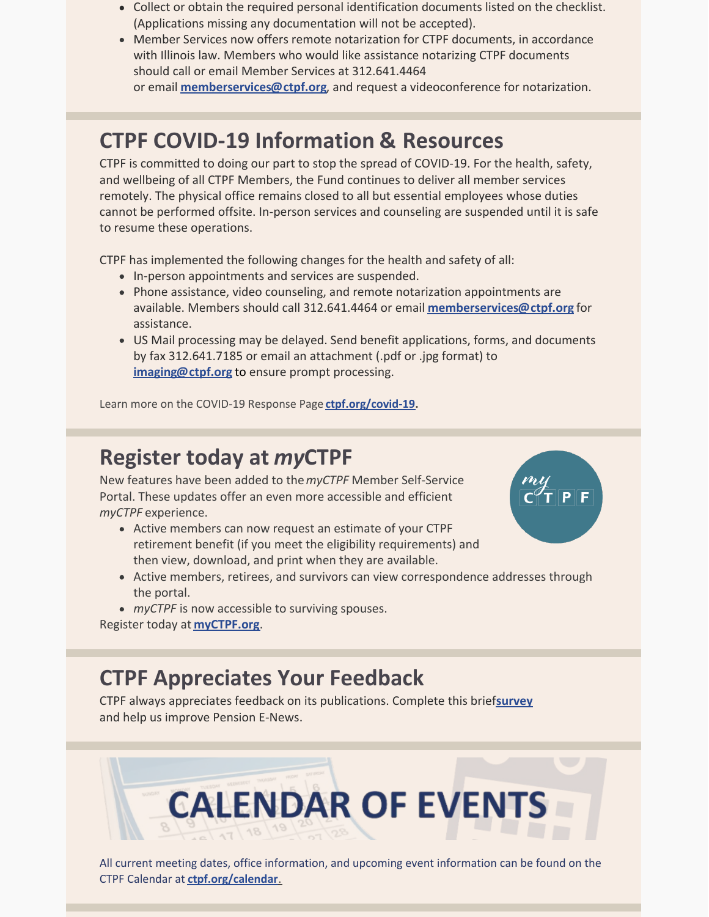- Collect or obtain the required personal identification documents listed on the checklist. (Applications missing any documentation will not be accepted).
- Member Services now offers remote notarization for CTPF documents, in accordance with Illinois law. Members who would like assistance notarizing CTPF documents should call or email Member Services at 312.641.4464 or email **memberservices@ctpf.org**, and request a videoconference for notarization.

## CTPF COVID-19 Information & Resources

CTPF is committed to doing our part to stop the spread of COVID-19. For the health, safety, and wellbeing of all CTPF Members, the Fund continues to deliver all member services remotely. The physical office remains closed to all but essential employees whose duties cannot be performed offsite. In-person services and counseling are suspended until it is safe to resume these operations.

CTPF has implemented the following changes for the health and safety of all:

- In-person appointments and services are suspended.
- Phone assistance, video counseling, and remote notarization appointments are available. Members should call 312.641.4464 or email **memberservices@ctpf.org** for assistance.
- US Mail processing may be delayed. Send benefit applications, forms, and documents by fax 312.641.7185 or email an attachment (.pdf or .jpg format) to **imaging@ctpf.org** to ensure prompt processing.

Learn more on the COVID-19 Response Page **ctpf.org/covid-19.**

## Register today at *my*CTPF

New features have been added to the *myCTPF* Member Self-Service Portal. These updates offer an even more accessible and efficient *myCTPF* experience.

- Active members can now request an estimate of your CTPF retirement benefit (if you meet the eligibility requirements) and then view, download, and print when they are available.
- Active members, retirees, and survivors can view correspondence addresses through the portal.
- *myCTPF* is now accessible to surviving spouses.

Register today at **myCTPF.org**.

## CTPF Appreciates Your Feedback

CTPF always appreciates feedback on its publications. Complete this brief **survey** and help us improve Pension E-News.

# CALENDAR OF EVENTS

All current meeting dates, office information, and upcoming event information can be found on the CTPF Calendar at **ctpf.org/calendar**.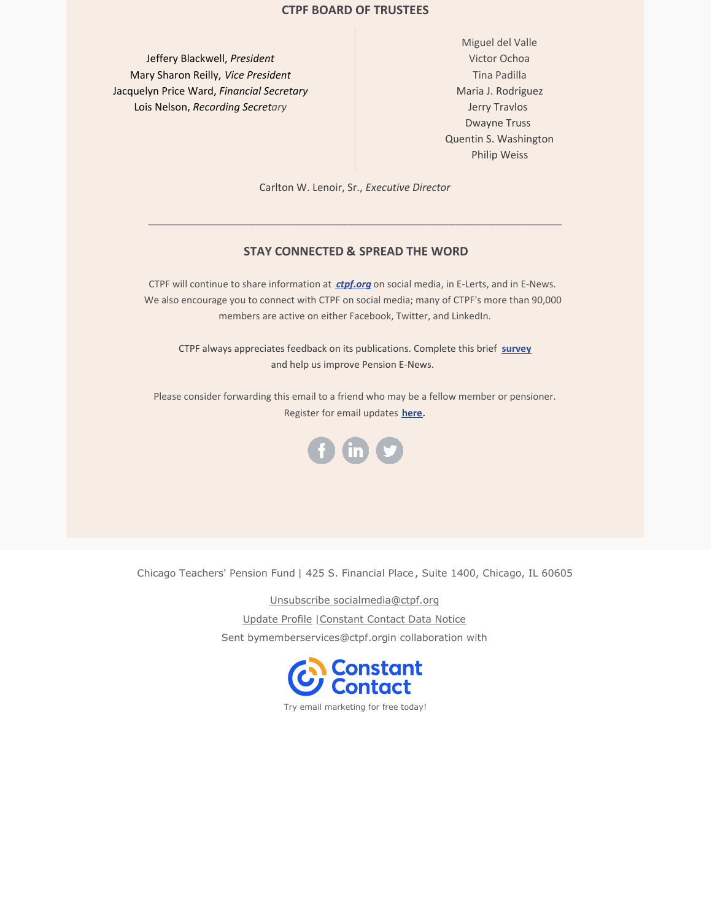## CTPF BOARD OF TRUSTEES

Jeffery Blackwell, *President*
Mary Sharon Reilly, *Vice President*
Jacquelyn Price Ward, *Financial Secretary*
Lois Nelson, *Recording Secretary*

Miguel del Valle
Victor Ochoa
Tina Padilla
Maria J. Rodriguez
Jerry Travlos
Dwayne Truss
Quentin S. Washington
Philip Weiss

Carlton W. Lenoir, Sr., *Executive Director*

---

## STAY CONNECTED & SPREAD THE WORD

CTPF will continue to share information at ***ctpf.org*** on social media, in E-Lerts, and in E-News. We also encourage you to connect with CTPF on social media; many of CTPF's more than 90,000 members are active on either Facebook, Twitter, and LinkedIn.

CTPF always appreciates feedback on its publications. Complete this brief **survey** and help us improve Pension E-News.

Please consider forwarding this email to a friend who may be a fellow member or pensioner. Register for email updates **here**.

Chicago Teachers' Pension Fund | 425 S. Financial Place, Suite 1400, Chicago, IL 60605

Unsubscribe socialmedia@ctpf.org

Update Profile | Constant Contact Data Notice

Sent bymemberservices@ctpf.orgin collaboration with

Constant Contact

Try email marketing for free today!